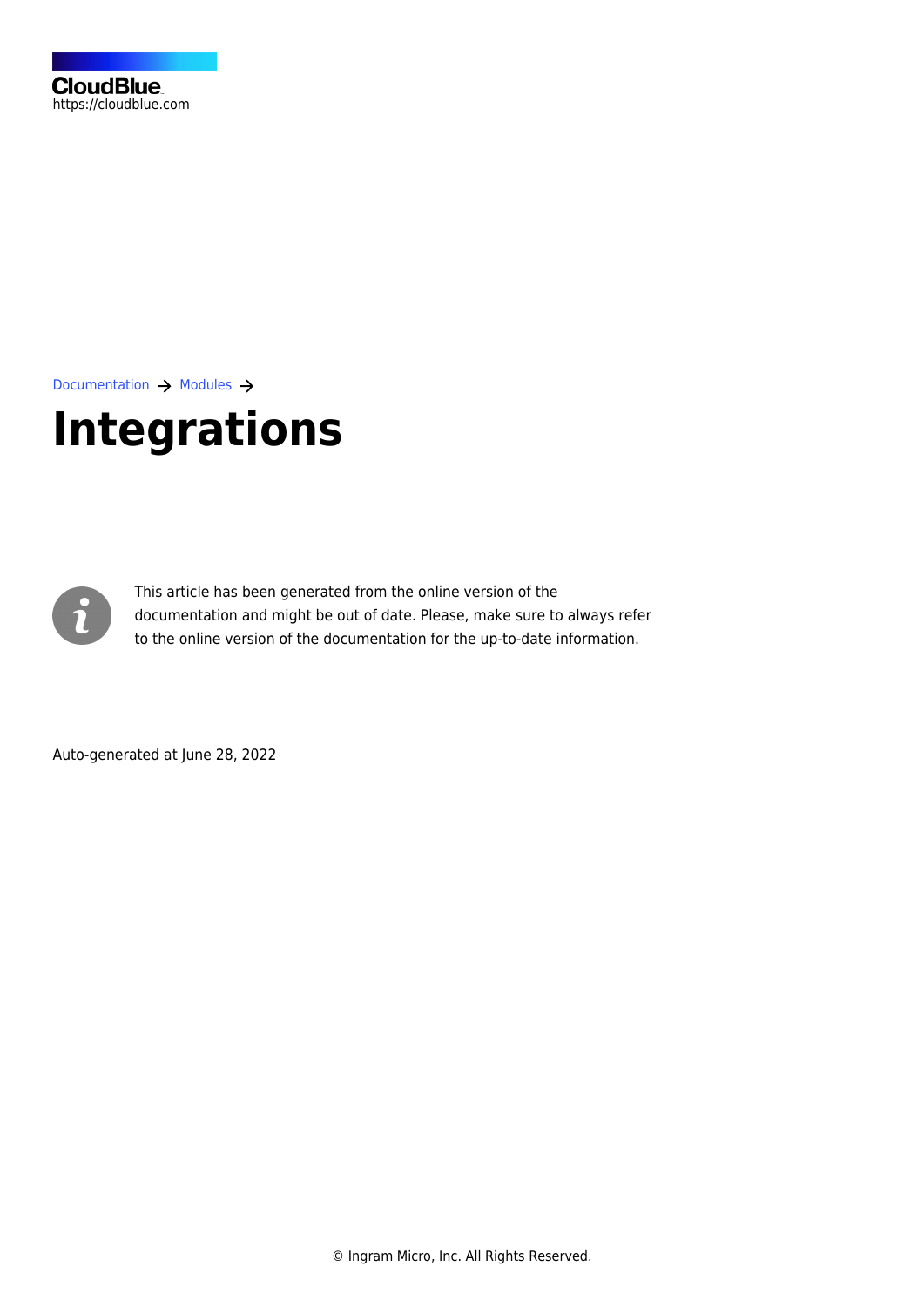CloudBlue
https://cloudblue.com

Documentation → Modules →

# Integrations

This article has been generated from the online version of the documentation and might be out of date. Please, make sure to always refer to the online version of the documentation for the up-to-date information.

Auto-generated at June 28, 2022

© Ingram Micro, Inc. All Rights Reserved.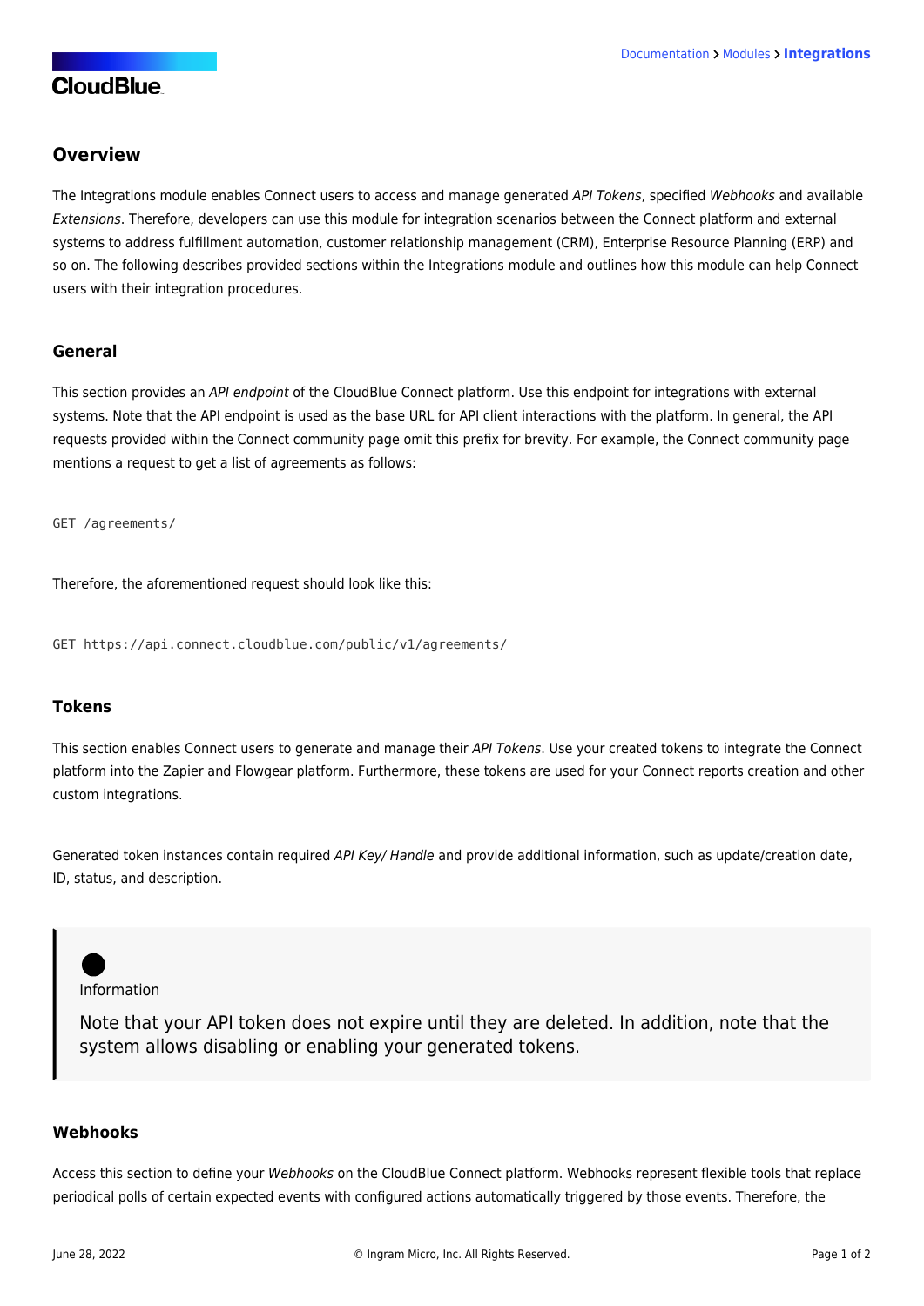## Overview

The Integrations module enables Connect users to access and manage generated *API Tokens*, specified *Webhooks* and available *Extensions*. Therefore, developers can use this module for integration scenarios between the Connect platform and external systems to address fulfillment automation, customer relationship management (CRM), Enterprise Resource Planning (ERP) and so on. The following describes provided sections within the Integrations module and outlines how this module can help Connect users with their integration procedures.

### General

This section provides an *API endpoint* of the CloudBlue Connect platform. Use this endpoint for integrations with external systems. Note that the API endpoint is used as the base URL for API client interactions with the platform. In general, the API requests provided within the Connect community page omit this prefix for brevity. For example, the Connect community page mentions a request to get a list of agreements as follows:

```
GET /agreements/
```

Therefore, the aforementioned request should look like this:

```
GET https://api.connect.cloudblue.com/public/v1/agreements/
```

### Tokens

This section enables Connect users to generate and manage their *API Tokens*. Use your created tokens to integrate the Connect platform into the Zapier and Flowgear platform. Furthermore, these tokens are used for your Connect reports creation and other custom integrations.

Generated token instances contain required *API Key/ Handle* and provide additional information, such as update/creation date, ID, status, and description.

> Information
>
> Note that your API token does not expire until they are deleted. In addition, note that the system allows disabling or enabling your generated tokens.

### Webhooks

Access this section to define your *Webhooks* on the CloudBlue Connect platform. Webhooks represent flexible tools that replace periodical polls of certain expected events with configured actions automatically triggered by those events. Therefore, the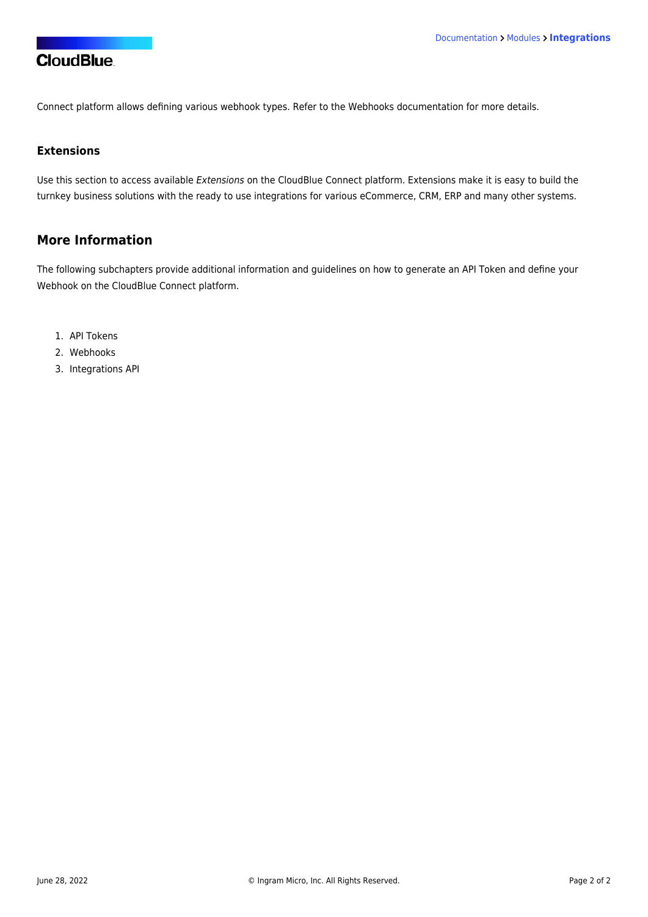Connect platform allows defining various webhook types. Refer to the Webhooks documentation for more details.

### Extensions

Use this section to access available *Extensions* on the CloudBlue Connect platform. Extensions make it is easy to build the turnkey business solutions with the ready to use integrations for various eCommerce, CRM, ERP and many other systems.

## More Information

The following subchapters provide additional information and guidelines on how to generate an API Token and define your Webhook on the CloudBlue Connect platform.

1. API Tokens
2. Webhooks
3. Integrations API